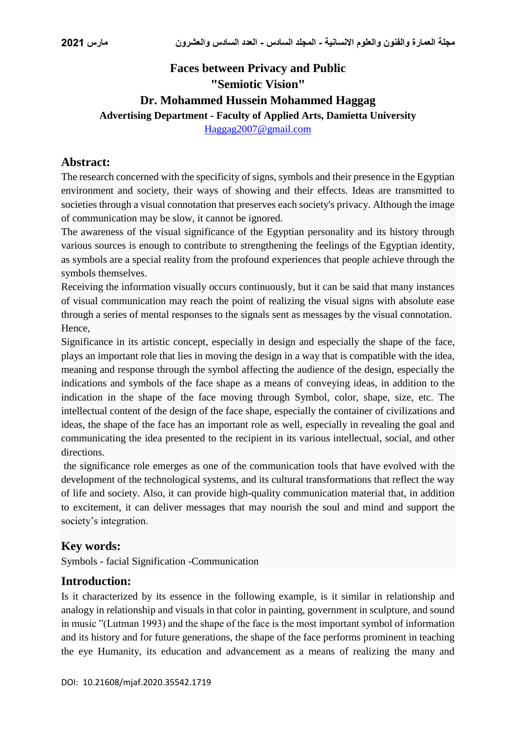# Faces between Privacy and Public
# "Semiotic Vision"

## Dr. Mohammed Hussein Mohammed Haggag

**Advertising Department - Faculty of Applied Arts, Damietta University**

Haggag2007@gmail.com

## Abstract:

The research concerned with the specificity of signs, symbols and their presence in the Egyptian environment and society, their ways of showing and their effects. Ideas are transmitted to societies through a visual connotation that preserves each society's privacy. Although the image of communication may be slow, it cannot be ignored.

The awareness of the visual significance of the Egyptian personality and its history through various sources is enough to contribute to strengthening the feelings of the Egyptian identity, as symbols are a special reality from the profound experiences that people achieve through the symbols themselves.

Receiving the information visually occurs continuously, but it can be said that many instances of visual communication may reach the point of realizing the visual signs with absolute ease through a series of mental responses to the signals sent as messages by the visual connotation. Hence,

Significance in its artistic concept, especially in design and especially the shape of the face, plays an important role that lies in moving the design in a way that is compatible with the idea, meaning and response through the symbol affecting the audience of the design, especially the indications and symbols of the face shape as a means of conveying ideas, in addition to the indication in the shape of the face moving through Symbol, color, shape, size, etc. The intellectual content of the design of the face shape, especially the container of civilizations and ideas, the shape of the face has an important role as well, especially in revealing the goal and communicating the idea presented to the recipient in its various intellectual, social, and other directions.

the significance role emerges as one of the communication tools that have evolved with the development of the technological systems, and its cultural transformations that reflect the way of life and society. Also, it can provide high-quality communication material that, in addition to excitement, it can deliver messages that may nourish the soul and mind and support the society's integration.

## Key words:

Symbols - facial Signification -Communication

## Introduction:

Is it characterized by its essence in the following example, is it similar in relationship and analogy in relationship and visuals in that color in painting, government in sculpture, and sound in music "(Lutman 1993) and the shape of the face is the most important symbol of information and its history and for future generations, the shape of the face performs prominent in teaching the eye Humanity, its education and advancement as a means of realizing the many and

DOI: 10.21608/mjaf.2020.35542.1719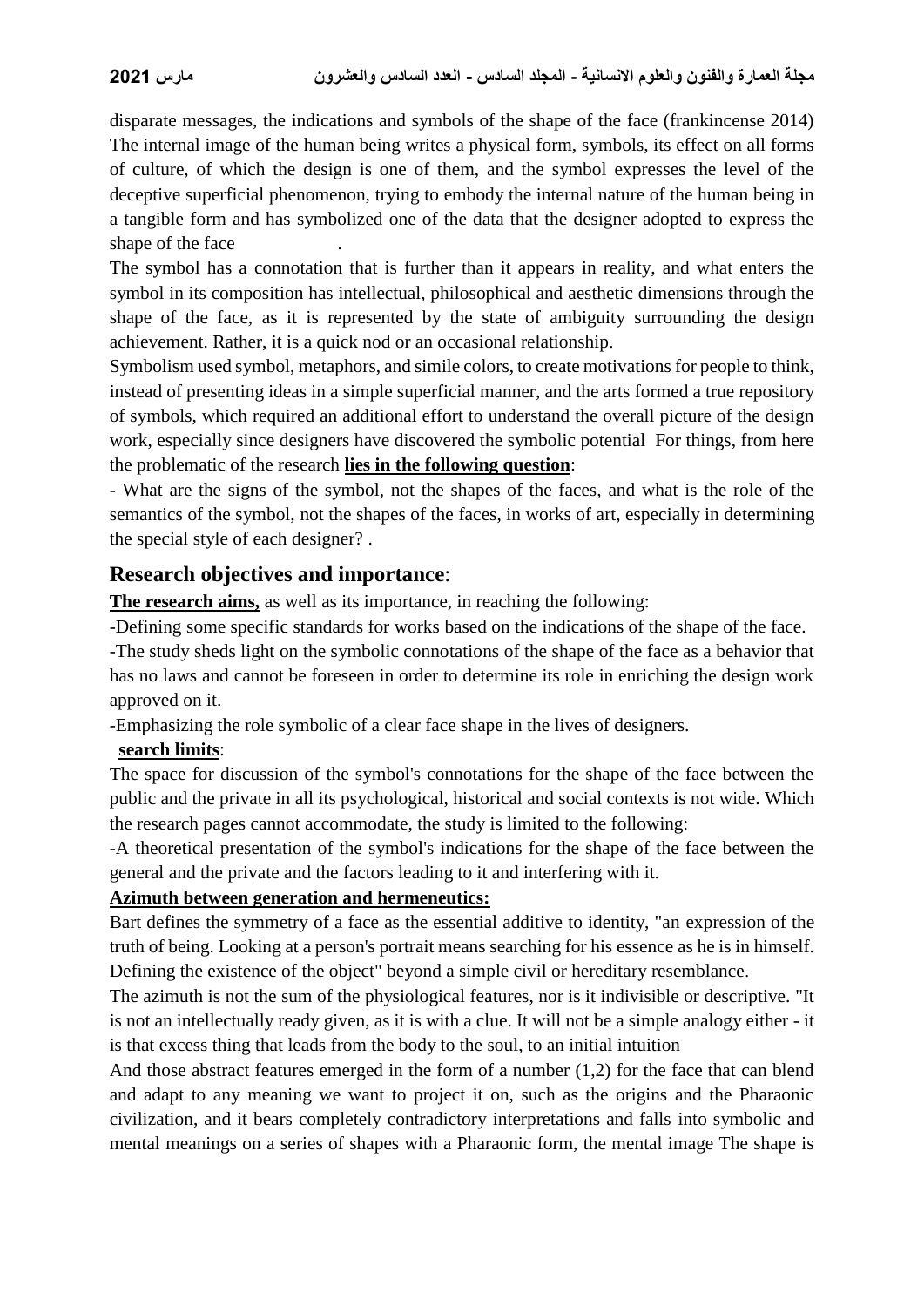disparate messages, the indications and symbols of the shape of the face (frankincense 2014) The internal image of the human being writes a physical form, symbols, its effect on all forms of culture, of which the design is one of them, and the symbol expresses the level of the deceptive superficial phenomenon, trying to embody the internal nature of the human being in a tangible form and has symbolized one of the data that the designer adopted to express the shape of the face .

The symbol has a connotation that is further than it appears in reality, and what enters the symbol in its composition has intellectual, philosophical and aesthetic dimensions through the shape of the face, as it is represented by the state of ambiguity surrounding the design achievement. Rather, it is a quick nod or an occasional relationship.

Symbolism used symbol, metaphors, and simile colors, to create motivations for people to think, instead of presenting ideas in a simple superficial manner, and the arts formed a true repository of symbols, which required an additional effort to understand the overall picture of the design work, especially since designers have discovered the symbolic potential For things, from here the problematic of the research **lies in the following question**:

- What are the signs of the symbol, not the shapes of the faces, and what is the role of the semantics of the symbol, not the shapes of the faces, in works of art, especially in determining the special style of each designer? .

## Research objectives and importance:

**The research aims,** as well as its importance, in reaching the following:

-Defining some specific standards for works based on the indications of the shape of the face.

-The study sheds light on the symbolic connotations of the shape of the face as a behavior that has no laws and cannot be foreseen in order to determine its role in enriching the design work approved on it.

-Emphasizing the role symbolic of a clear face shape in the lives of designers.

**search limits**:

The space for discussion of the symbol's connotations for the shape of the face between the public and the private in all its psychological, historical and social contexts is not wide. Which the research pages cannot accommodate, the study is limited to the following:

-A theoretical presentation of the symbol's indications for the shape of the face between the general and the private and the factors leading to it and interfering with it.

**Azimuth between generation and hermeneutics:**

Bart defines the symmetry of a face as the essential additive to identity, "an expression of the truth of being. Looking at a person's portrait means searching for his essence as he is in himself. Defining the existence of the object" beyond a simple civil or hereditary resemblance.

The azimuth is not the sum of the physiological features, nor is it indivisible or descriptive. "It is not an intellectually ready given, as it is with a clue. It will not be a simple analogy either - it is that excess thing that leads from the body to the soul, to an initial intuition

And those abstract features emerged in the form of a number (1,2) for the face that can blend and adapt to any meaning we want to project it on, such as the origins and the Pharaonic civilization, and it bears completely contradictory interpretations and falls into symbolic and mental meanings on a series of shapes with a Pharaonic form, the mental image The shape is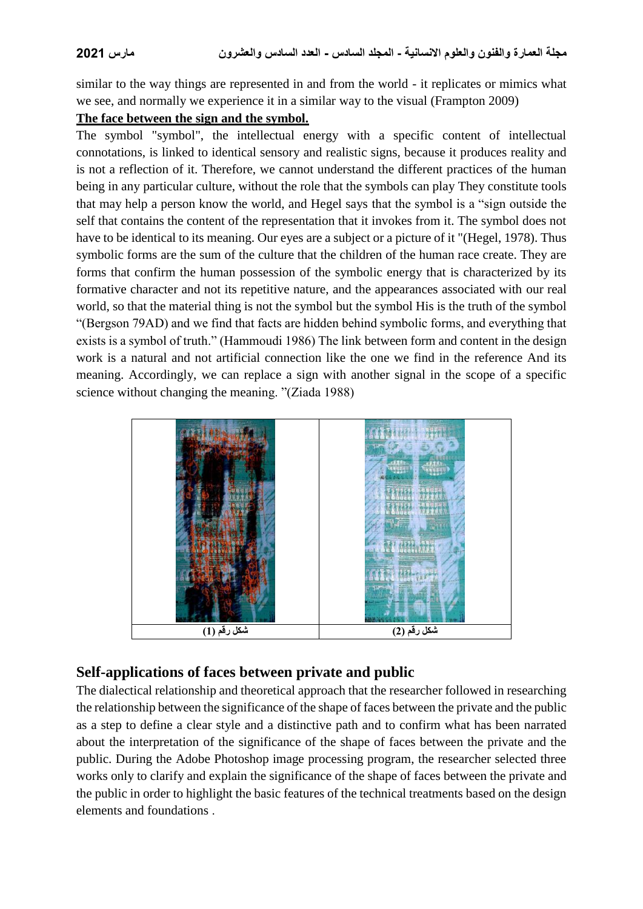similar to the way things are represented in and from the world - it replicates or mimics what we see, and normally we experience it in a similar way to the visual (Frampton 2009)

**The face between the sign and the symbol.**

The symbol "symbol", the intellectual energy with a specific content of intellectual connotations, is linked to identical sensory and realistic signs, because it produces reality and is not a reflection of it. Therefore, we cannot understand the different practices of the human being in any particular culture, without the role that the symbols can play They constitute tools that may help a person know the world, and Hegel says that the symbol is a "sign outside the self that contains the content of the representation that it invokes from it. The symbol does not have to be identical to its meaning. Our eyes are a subject or a picture of it "(Hegel, 1978). Thus symbolic forms are the sum of the culture that the children of the human race create. They are forms that confirm the human possession of the symbolic energy that is characterized by its formative character and not its repetitive nature, and the appearances associated with our real world, so that the material thing is not the symbol but the symbol His is the truth of the symbol "(Bergson 79AD) and we find that facts are hidden behind symbolic forms, and everything that exists is a symbol of truth." (Hammoudi 1986) The link between form and content in the design work is a natural and not artificial connection like the one we find in the reference And its meaning. Accordingly, we can replace a sign with another signal in the scope of a specific science without changing the meaning. "(Ziada 1988)

| شكل رقم (1) | شكل رقم (2) |
| --- | --- |

## Self-applications of faces between private and public

The dialectical relationship and theoretical approach that the researcher followed in researching the relationship between the significance of the shape of faces between the private and the public as a step to define a clear style and a distinctive path and to confirm what has been narrated about the interpretation of the significance of the shape of faces between the private and the public. During the Adobe Photoshop image processing program, the researcher selected three works only to clarify and explain the significance of the shape of faces between the private and the public in order to highlight the basic features of the technical treatments based on the design elements and foundations .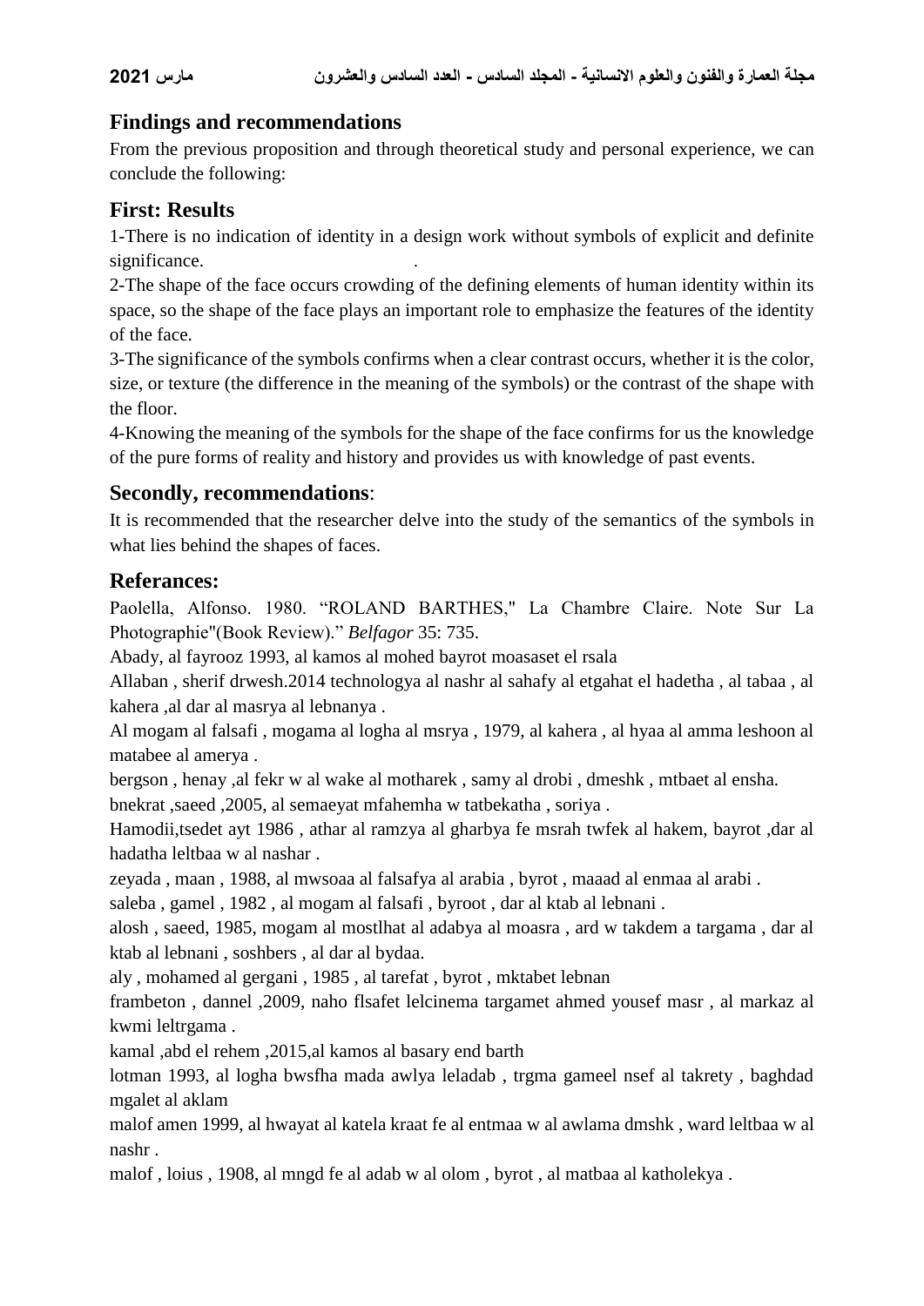## Findings and recommendations

From the previous proposition and through theoretical study and personal experience, we can conclude the following:

## First: Results

1-There is no indication of identity in a design work without symbols of explicit and definite significance. .

2-The shape of the face occurs crowding of the defining elements of human identity within its space, so the shape of the face plays an important role to emphasize the features of the identity of the face.

3-The significance of the symbols confirms when a clear contrast occurs, whether it is the color, size, or texture (the difference in the meaning of the symbols) or the contrast of the shape with the floor.

4-Knowing the meaning of the symbols for the shape of the face confirms for us the knowledge of the pure forms of reality and history and provides us with knowledge of past events.

## Secondly, recommendations:

It is recommended that the researcher delve into the study of the semantics of the symbols in what lies behind the shapes of faces.

## Referances:

Paolella, Alfonso. 1980. "ROLAND BARTHES," La Chambre Claire. Note Sur La Photographie"(Book Review)." *Belfagor* 35: 735.

Abady, al fayrooz 1993, al kamos al mohed bayrot moasaset el rsala

Allaban , sherif drwesh.2014 technologya al nashr al sahafy al etgahat el hadetha , al tabaa , al kahera ,al dar al masrya al lebnanya .

Al mogam al falsafi , mogama al logha al msrya , 1979, al kahera , al hyaa al amma leshoon al matabee al amerya .

bergson , henay ,al fekr w al wake al motharek , samy al drobi , dmeshk , mtbaet al ensha.

bnekrat ,saeed ,2005, al semaeyat mfahemha w tatbekatha , soriya .

Hamodii,tsedet ayt 1986 , athar al ramzya al gharbya fe msrah twfek al hakem, bayrot ,dar al hadatha leltbaa w al nashar .

zeyada , maan , 1988, al mwsoaa al falsafya al arabia , byrot , maaad al enmaa al arabi .

saleba , gamel , 1982 , al mogam al falsafi , byroot , dar al ktab al lebnani .

alosh , saeed, 1985, mogam al mostlhat al adabya al moasra , ard w takdem a targama , dar al ktab al lebnani , soshbers , al dar al bydaa.

aly , mohamed al gergani , 1985 , al tarefat , byrot , mktabet lebnan

frambeton , dannel ,2009, naho flsafet lelcinema targamet ahmed yousef masr , al markaz al kwmi leltrgama .

kamal ,abd el rehem ,2015,al kamos al basary end barth

lotman 1993, al logha bwsfha mada awlya leladab , trgma gameel nsef al takrety , baghdad mgalet al aklam

malof amen 1999, al hwayat al katela kraat fe al entmaa w al awlama dmshk , ward leltbaa w al nashr .

malof , loius , 1908, al mngd fe al adab w al olom , byrot , al matbaa al katholekya .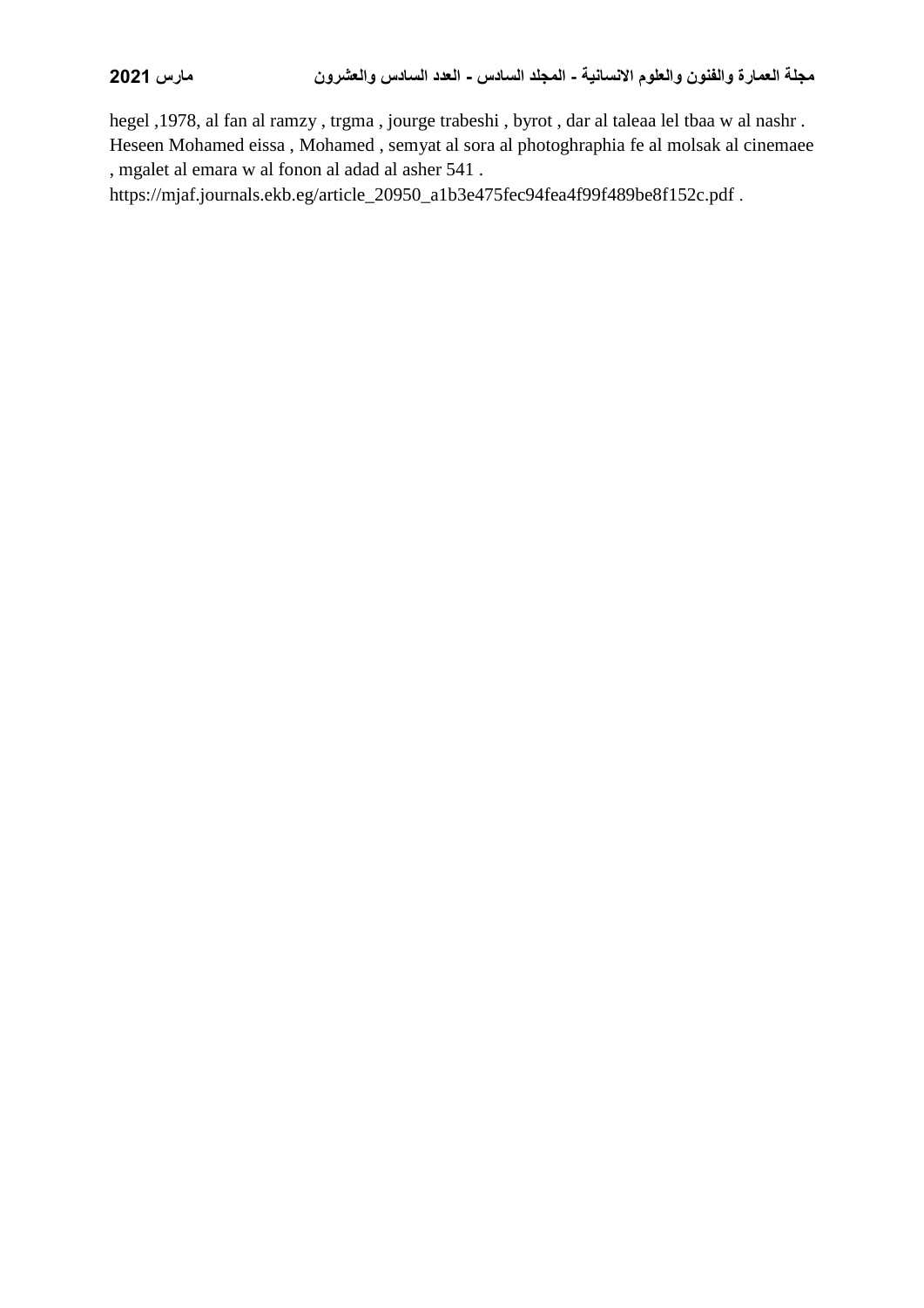hegel ,1978, al fan al ramzy , trgma , jourge trabeshi , byrot , dar al taleaa lel tbaa w al nashr .
Heseen Mohamed eissa , Mohamed , semyat al sora al photoghraphia fe al molsak al cinemaee , mgalet al emara w al fonon al adad al asher 541 .
https://mjaf.journals.ekb.eg/article_20950_a1b3e475fec94fea4f99f489be8f152c.pdf .